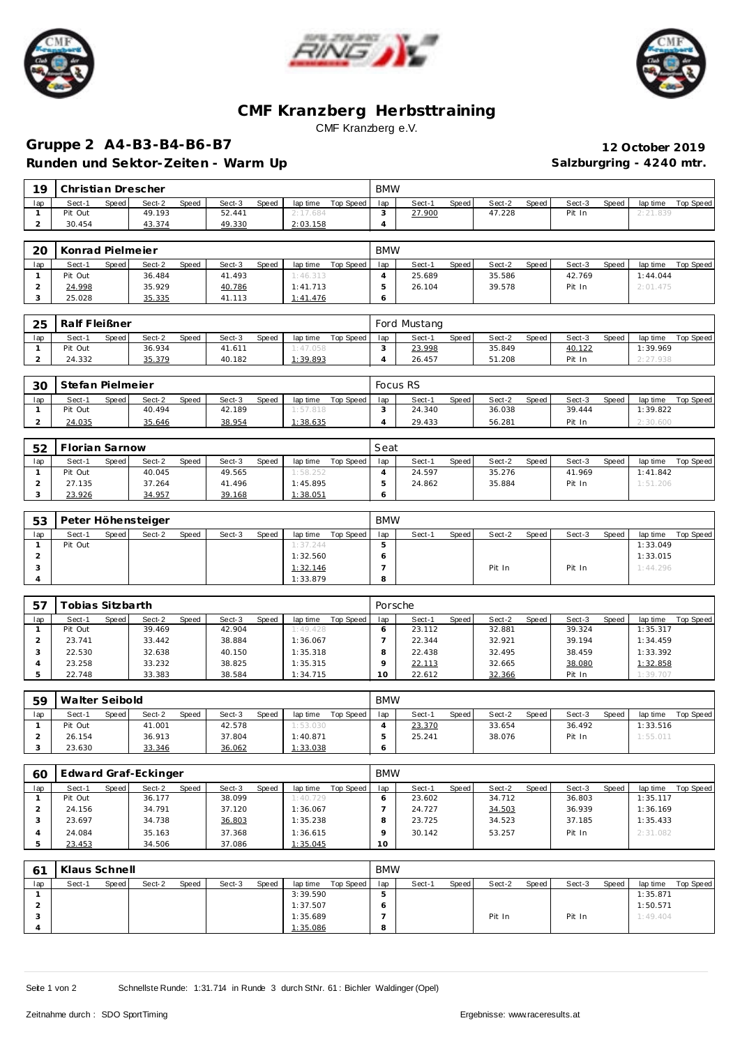# CMF Kranzberg Herbsttraining

CMF Kranzberg e.V.

## Gruppe 2 A4-B3-B4-B6-B7

**12 October 2019**

### Runden und Sektor-Zeiten - Warm Up

**Salzburgring - 4240 mtr.**

| 19 | Christian Drescher | | | | | | | | BMW | | | | | | | | |
|---|---|---|---|---|---|---|---|---|---|---|---|---|---|---|---|---|---|
| lap | Sect-1 | Speed | Sect-2 | Speed | Sect-3 | Speed | lap time | Top Speed | lap | Sect-1 | Speed | Sect-2 | Speed | Sect-3 | Speed | lap time | Top Speed |
| 1 | Pit Out | | 49.193 | | 52.441 | | 2:17.684 | | 3 | 27.900 | | 47.228 | | Pit In | | 2:21.839 | |
| 2 | 30.454 | | 43.374 | | 49.330 | | 2:03.158 | | 4 | | | | | | | | |

| 20 | Konrad Pielmeier | | | | | | | | BMW | | | | | | | | |
|---|---|---|---|---|---|---|---|---|---|---|---|---|---|---|---|---|---|
| lap | Sect-1 | Speed | Sect-2 | Speed | Sect-3 | Speed | lap time | Top Speed | lap | Sect-1 | Speed | Sect-2 | Speed | Sect-3 | Speed | lap time | Top Speed |
| 1 | Pit Out | | 36.484 | | 41.493 | | 1:46.313 | | 4 | 25.689 | | 35.586 | | 42.769 | | 1:44.044 | |
| 2 | 24.998 | | 35.929 | | 40.786 | | 1:41.713 | | 5 | 26.104 | | 39.578 | | Pit In | | 2:01.475 | |
| 3 | 25.028 | | 35.335 | | 41.113 | | 1:41.476 | | 6 | | | | | | | | |

| 25 | Ralf Fleißner | | | | | | | | Ford Mustang | | | | | | | | |
|---|---|---|---|---|---|---|---|---|---|---|---|---|---|---|---|---|---|
| lap | Sect-1 | Speed | Sect-2 | Speed | Sect-3 | Speed | lap time | Top Speed | lap | Sect-1 | Speed | Sect-2 | Speed | Sect-3 | Speed | lap time | Top Speed |
| 1 | Pit Out | | 36.934 | | 41.611 | | 1:47.058 | | 3 | 23.998 | | 35.849 | | 40.122 | | 1:39.969 | |
| 2 | 24.332 | | 35.379 | | 40.182 | | 1:39.893 | | 4 | 26.457 | | 51.208 | | Pit In | | 2:27.938 | |

| 30 | Stefan Pielmeier | | | | | | | | Focus RS | | | | | | | | |
|---|---|---|---|---|---|---|---|---|---|---|---|---|---|---|---|---|---|
| lap | Sect-1 | Speed | Sect-2 | Speed | Sect-3 | Speed | lap time | Top Speed | lap | Sect-1 | Speed | Sect-2 | Speed | Sect-3 | Speed | lap time | Top Speed |
| 1 | Pit Out | | 40.494 | | 42.189 | | 1:57.818 | | 3 | 24.340 | | 36.038 | | 39.444 | | 1:39.822 | |
| 2 | 24.035 | | 35.646 | | 38.954 | | 1:38.635 | | 4 | 29.433 | | 56.281 | | Pit In | | 2:30.600 | |

| 52 | Florian Sarnow | | | | | | | | Seat | | | | | | | | |
|---|---|---|---|---|---|---|---|---|---|---|---|---|---|---|---|---|---|
| lap | Sect-1 | Speed | Sect-2 | Speed | Sect-3 | Speed | lap time | Top Speed | lap | Sect-1 | Speed | Sect-2 | Speed | Sect-3 | Speed | lap time | Top Speed |
| 1 | Pit Out | | 40.045 | | 49.565 | | 1:58.252 | | 4 | 24.597 | | 35.276 | | 41.969 | | 1:41.842 | |
| 2 | 27.135 | | 37.264 | | 41.496 | | 1:45.895 | | 5 | 24.862 | | 35.884 | | Pit In | | 1:51.206 | |
| 3 | 23.926 | | 34.957 | | 39.168 | | 1:38.051 | | 6 | | | | | | | | |

| 53 | Peter Höhensteiger | | | | | | | | BMW | | | | | | | | |
|---|---|---|---|---|---|---|---|---|---|---|---|---|---|---|---|---|---|
| lap | Sect-1 | Speed | Sect-2 | Speed | Sect-3 | Speed | lap time | Top Speed | lap | Sect-1 | Speed | Sect-2 | Speed | Sect-3 | Speed | lap time | Top Speed |
| 1 | Pit Out | | | | | | 1:37.244 | | 5 | | | | | | | 1:33.049 | |
| 2 | | | | | | | 1:32.560 | | 6 | | | | | | | 1:33.015 | |
| 3 | | | | | | | 1:32.146 | | 7 | | | Pit In | | Pit In | | 1:44.296 | |
| 4 | | | | | | | 1:33.879 | | 8 | | | | | | | | |

| 57 | Tobias Sitzbarth | | | | | | | | Porsche | | | | | | | | |
|---|---|---|---|---|---|---|---|---|---|---|---|---|---|---|---|---|---|
| lap | Sect-1 | Speed | Sect-2 | Speed | Sect-3 | Speed | lap time | Top Speed | lap | Sect-1 | Speed | Sect-2 | Speed | Sect-3 | Speed | lap time | Top Speed |
| 1 | Pit Out | | 39.469 | | 42.904 | | 1:49.428 | | 6 | 23.112 | | 32.881 | | 39.324 | | 1:35.317 | |
| 2 | 23.741 | | 33.442 | | 38.884 | | 1:36.067 | | 7 | 22.344 | | 32.921 | | 39.194 | | 1:34.459 | |
| 3 | 22.530 | | 32.638 | | 40.150 | | 1:35.318 | | 8 | 22.438 | | 32.495 | | 38.459 | | 1:33.392 | |
| 4 | 23.258 | | 33.232 | | 38.825 | | 1:35.315 | | 9 | 22.113 | | 32.665 | | 38.080 | | 1:32.858 | |
| 5 | 22.748 | | 33.383 | | 38.584 | | 1:34.715 | | 10 | 22.612 | | 32.366 | | Pit In | | 1:39.707 | |

| 59 | Walter Seibold | | | | | | | | BMW | | | | | | | | |
|---|---|---|---|---|---|---|---|---|---|---|---|---|---|---|---|---|---|
| lap | Sect-1 | Speed | Sect-2 | Speed | Sect-3 | Speed | lap time | Top Speed | lap | Sect-1 | Speed | Sect-2 | Speed | Sect-3 | Speed | lap time | Top Speed |
| 1 | Pit Out | | 41.001 | | 42.578 | | 1:53.030 | | 4 | 23.370 | | 33.654 | | 36.492 | | 1:33.516 | |
| 2 | 26.154 | | 36.913 | | 37.804 | | 1:40.871 | | 5 | 25.241 | | 38.076 | | Pit In | | 1:55.011 | |
| 3 | 23.630 | | 33.346 | | 36.062 | | 1:33.038 | | 6 | | | | | | | | |

| 60 | Edward Graf-Eckinger | | | | | | | | BMW | | | | | | | | |
|---|---|---|---|---|---|---|---|---|---|---|---|---|---|---|---|---|---|
| lap | Sect-1 | Speed | Sect-2 | Speed | Sect-3 | Speed | lap time | Top Speed | lap | Sect-1 | Speed | Sect-2 | Speed | Sect-3 | Speed | lap time | Top Speed |
| 1 | Pit Out | | 36.177 | | 38.099 | | 1:40.729 | | 6 | 23.602 | | 34.712 | | 36.803 | | 1:35.117 | |
| 2 | 24.156 | | 34.791 | | 37.120 | | 1:36.067 | | 7 | 24.727 | | 34.503 | | 36.939 | | 1:36.169 | |
| 3 | 23.697 | | 34.738 | | 36.803 | | 1:35.238 | | 8 | 23.725 | | 34.523 | | 37.185 | | 1:35.433 | |
| 4 | 24.084 | | 35.163 | | 37.368 | | 1:36.615 | | 9 | 30.142 | | 53.257 | | Pit In | | 2:31.082 | |
| 5 | 23.453 | | 34.506 | | 37.086 | | 1:35.045 | | 10 | | | | | | | | |

| 61 | Klaus Schnell | | | | | | | | BMW | | | | | | | | |
|---|---|---|---|---|---|---|---|---|---|---|---|---|---|---|---|---|---|
| lap | Sect-1 | Speed | Sect-2 | Speed | Sect-3 | Speed | lap time | Top Speed | lap | Sect-1 | Speed | Sect-2 | Speed | Sect-3 | Speed | lap time | Top Speed |
| 1 | | | | | | | 3:39.590 | | 5 | | | | | | | 1:35.871 | |
| 2 | | | | | | | 1:37.507 | | 6 | | | | | | | 1:50.571 | |
| 3 | | | | | | | 1:35.689 | | 7 | | | Pit In | | Pit In | | 1:49.404 | |
| 4 | | | | | | | 1:35.086 | | 8 | | | | | | | | |

Schnellste Runde: 1:31.714 in Runde 3 durch StNr. 61 : Bichler Waldinger (Opel)

Zeitnahme durch : SDO SportTiming

Ergebnisse: www.raceresults.at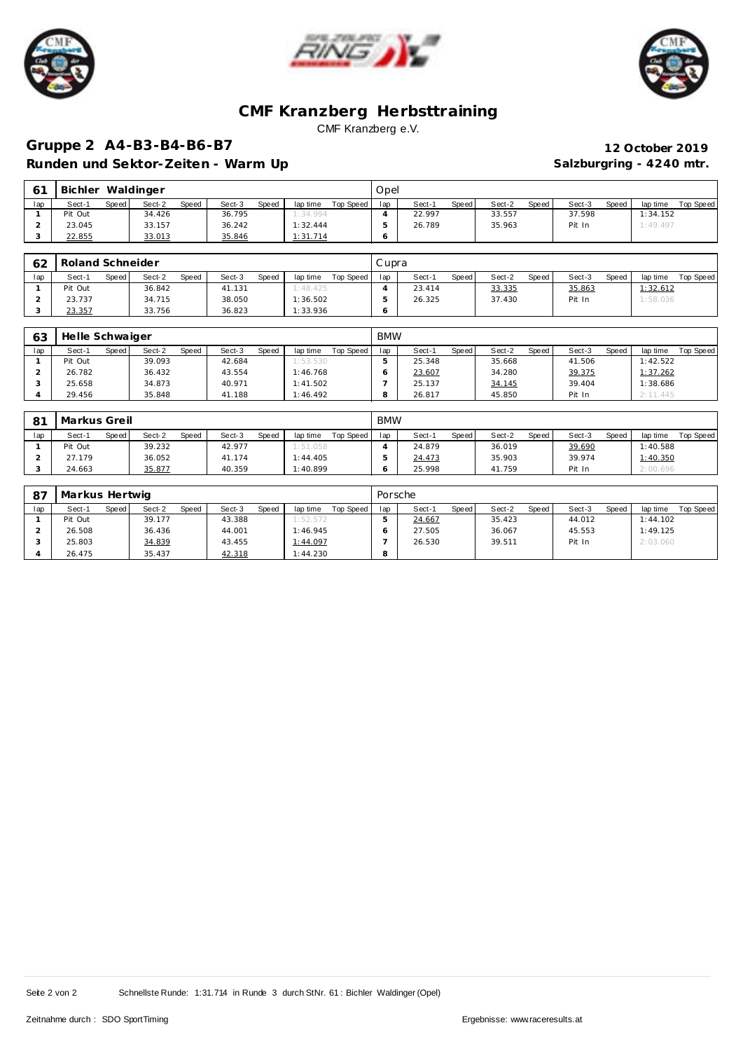# CMF Kranzberg Herbsttraining

CMF Kranzberg e.V.

## Gruppe 2 A4-B3-B4-B6-B7

**12 October 2019**

**Runden und Sektor-Zeiten - Warm Up**

**Salzburgring - 4240 mtr.**

| 61 | Bichler Waldinger | | | | | | | | Opel | | | | | | | | |
|---|---|---|---|---|---|---|---|---|---|---|---|---|---|---|---|---|---|
| lap | Sect-1 | Speed | Sect-2 | Speed | Sect-3 | Speed | lap time | Top Speed | lap | Sect-1 | Speed | Sect-2 | Speed | Sect-3 | Speed | lap time | Top Speed |
| 1 | Pit Out | | 34.426 | | 36.795 | | 1:34.994 | | 4 | 22.997 | | 33.557 | | 37.598 | | 1:34.152 | |
| 2 | 23.045 | | 33.157 | | 36.242 | | 1:32.444 | | 5 | 26.789 | | 35.963 | | Pit In | | 1:49.497 | |
| 3 | 22.855 | | 33.013 | | 35.846 | | 1:31.714 | | 6 | | | | | | | | |

| 62 | Roland Schneider | | | | | | | | Cupra | | | | | | | | |
|---|---|---|---|---|---|---|---|---|---|---|---|---|---|---|---|---|---|
| lap | Sect-1 | Speed | Sect-2 | Speed | Sect-3 | Speed | lap time | Top Speed | lap | Sect-1 | Speed | Sect-2 | Speed | Sect-3 | Speed | lap time | Top Speed |
| 1 | Pit Out | | 36.842 | | 41.131 | | 1:48.425 | | 4 | 23.414 | | 33.335 | | 35.863 | | 1:32.612 | |
| 2 | 23.737 | | 34.715 | | 38.050 | | 1:36.502 | | 5 | 26.325 | | 37.430 | | Pit In | | 1:58.036 | |
| 3 | 23.357 | | 33.756 | | 36.823 | | 1:33.936 | | 6 | | | | | | | | |

| 63 | Helle Schwaiger | | | | | | | | BMW | | | | | | | | |
|---|---|---|---|---|---|---|---|---|---|---|---|---|---|---|---|---|---|
| lap | Sect-1 | Speed | Sect-2 | Speed | Sect-3 | Speed | lap time | Top Speed | lap | Sect-1 | Speed | Sect-2 | Speed | Sect-3 | Speed | lap time | Top Speed |
| 1 | Pit Out | | 39.093 | | 42.684 | | 1:53.530 | | 5 | 25.348 | | 35.668 | | 41.506 | | 1:42.522 | |
| 2 | 26.782 | | 36.432 | | 43.554 | | 1:46.768 | | 6 | 23.607 | | 34.280 | | 39.375 | | 1:37.262 | |
| 3 | 25.658 | | 34.873 | | 40.971 | | 1:41.502 | | 7 | 25.137 | | 34.145 | | 39.404 | | 1:38.686 | |
| 4 | 29.456 | | 35.848 | | 41.188 | | 1:46.492 | | 8 | 26.817 | | 45.850 | | Pit In | | 2:11.445 | |

| 81 | Markus Greil | | | | | | | | BMW | | | | | | | | |
|---|---|---|---|---|---|---|---|---|---|---|---|---|---|---|---|---|---|
| lap | Sect-1 | Speed | Sect-2 | Speed | Sect-3 | Speed | lap time | Top Speed | lap | Sect-1 | Speed | Sect-2 | Speed | Sect-3 | Speed | lap time | Top Speed |
| 1 | Pit Out | | 39.232 | | 42.977 | | 1:51.058 | | 4 | 24.879 | | 36.019 | | 39.690 | | 1:40.588 | |
| 2 | 27.179 | | 36.052 | | 41.174 | | 1:44.405 | | 5 | 24.473 | | 35.903 | | 39.974 | | 1:40.350 | |
| 3 | 24.663 | | 35.877 | | 40.359 | | 1:40.899 | | 6 | 25.998 | | 41.759 | | Pit In | | 2:00.696 | |

| 87 | Markus Hertwig | | | | | | | | Porsche | | | | | | | | |
|---|---|---|---|---|---|---|---|---|---|---|---|---|---|---|---|---|---|
| lap | Sect-1 | Speed | Sect-2 | Speed | Sect-3 | Speed | lap time | Top Speed | lap | Sect-1 | Speed | Sect-2 | Speed | Sect-3 | Speed | lap time | Top Speed |
| 1 | Pit Out | | 39.177 | | 43.388 | | 1:52.572 | | 5 | 24.667 | | 35.423 | | 44.012 | | 1:44.102 | |
| 2 | 26.508 | | 36.436 | | 44.001 | | 1:46.945 | | 6 | 27.505 | | 36.067 | | 45.553 | | 1:49.125 | |
| 3 | 25.803 | | 34.839 | | 43.455 | | 1:44.097 | | 7 | 26.530 | | 39.511 | | Pit In | | 2:03.060 | |
| 4 | 26.475 | | 35.437 | | 42.318 | | 1:44.230 | | 8 | | | | | | | | |

Schnellste Runde: 1:31.714 in Runde 3 durch StNr. 61 : Bichler Waldinger (Opel)

Zeitnahme durch : SDO SportTiming

Ergebnisse: www.raceresults.at